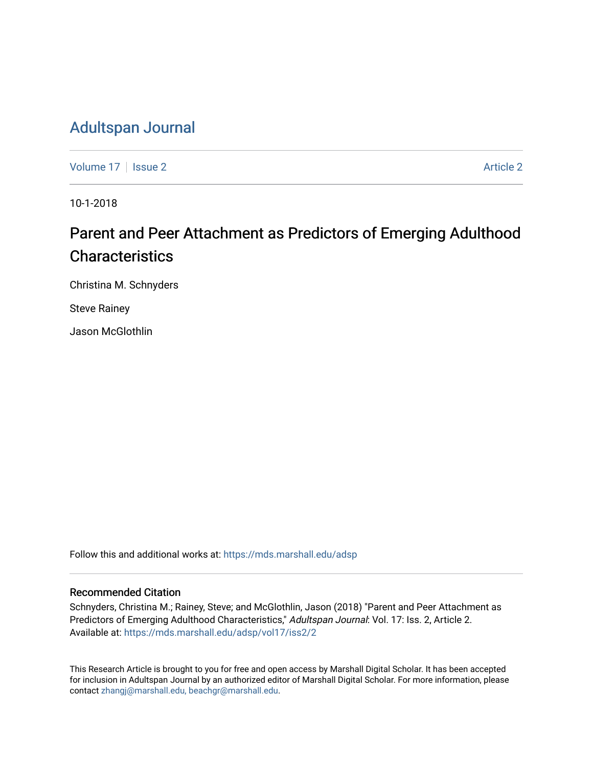# Adultspan Journal

Volume 17 | Issue 2 | Article 2

10-1-2018

## Parent and Peer Attachment as Predictors of Emerging Adulthood Characteristics

Christina M. Schnyders

Steve Rainey

Jason McGlothlin

Follow this and additional works at: https://mds.marshall.edu/adsp

### Recommended Citation

Schnyders, Christina M.; Rainey, Steve; and McGlothlin, Jason (2018) "Parent and Peer Attachment as Predictors of Emerging Adulthood Characteristics," *Adultspan Journal*: Vol. 17: Iss. 2, Article 2. Available at: https://mds.marshall.edu/adsp/vol17/iss2/2

This Research Article is brought to you for free and open access by Marshall Digital Scholar. It has been accepted for inclusion in Adultspan Journal by an authorized editor of Marshall Digital Scholar. For more information, please contact zhangj@marshall.edu, beachgr@marshall.edu.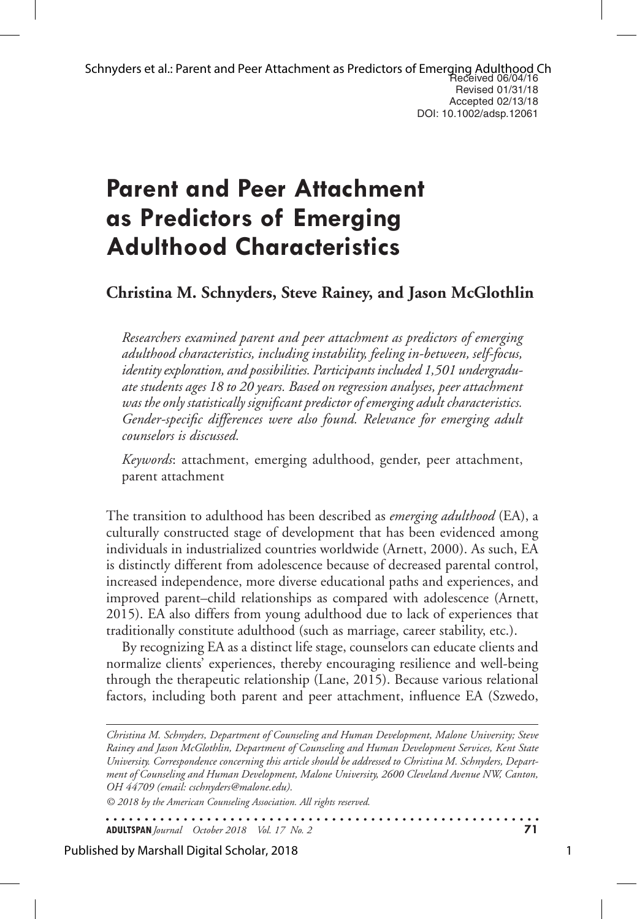Received 06/04/16
Revised 01/31/18
Accepted 02/13/18
DOI: 10.1002/adsp.12061

# Parent and Peer Attachment as Predictors of Emerging Adulthood Characteristics

**Christina M. Schnyders, Steve Rainey, and Jason McGlothlin**

*Researchers examined parent and peer attachment as predictors of emerging adulthood characteristics, including instability, feeling in-between, self-focus, identity exploration, and possibilities. Participants included 1,501 undergraduate students ages 18 to 20 years. Based on regression analyses, peer attachment was the only statistically significant predictor of emerging adult characteristics. Gender-specific differences were also found. Relevance for emerging adult counselors is discussed.*

*Keywords*: attachment, emerging adulthood, gender, peer attachment, parent attachment

The transition to adulthood has been described as *emerging adulthood* (EA), a culturally constructed stage of development that has been evidenced among individuals in industrialized countries worldwide (Arnett, 2000). As such, EA is distinctly different from adolescence because of decreased parental control, increased independence, more diverse educational paths and experiences, and improved parent–child relationships as compared with adolescence (Arnett, 2015). EA also differs from young adulthood due to lack of experiences that traditionally constitute adulthood (such as marriage, career stability, etc.).

By recognizing EA as a distinct life stage, counselors can educate clients and normalize clients' experiences, thereby encouraging resilience and well-being through the therapeutic relationship (Lane, 2015). Because various relational factors, including both parent and peer attachment, influence EA (Szwedo,

*Christina M. Schnyders, Department of Counseling and Human Development, Malone University; Steve Rainey and Jason McGlothlin, Department of Counseling and Human Development Services, Kent State University. Correspondence concerning this article should be addressed to Christina M. Schnyders, Department of Counseling and Human Development, Malone University, 2600 Cleveland Avenue NW, Canton, OH 44709 (email: cschnyders@malone.edu).*

*© 2018 by the American Counseling Association. All rights reserved.*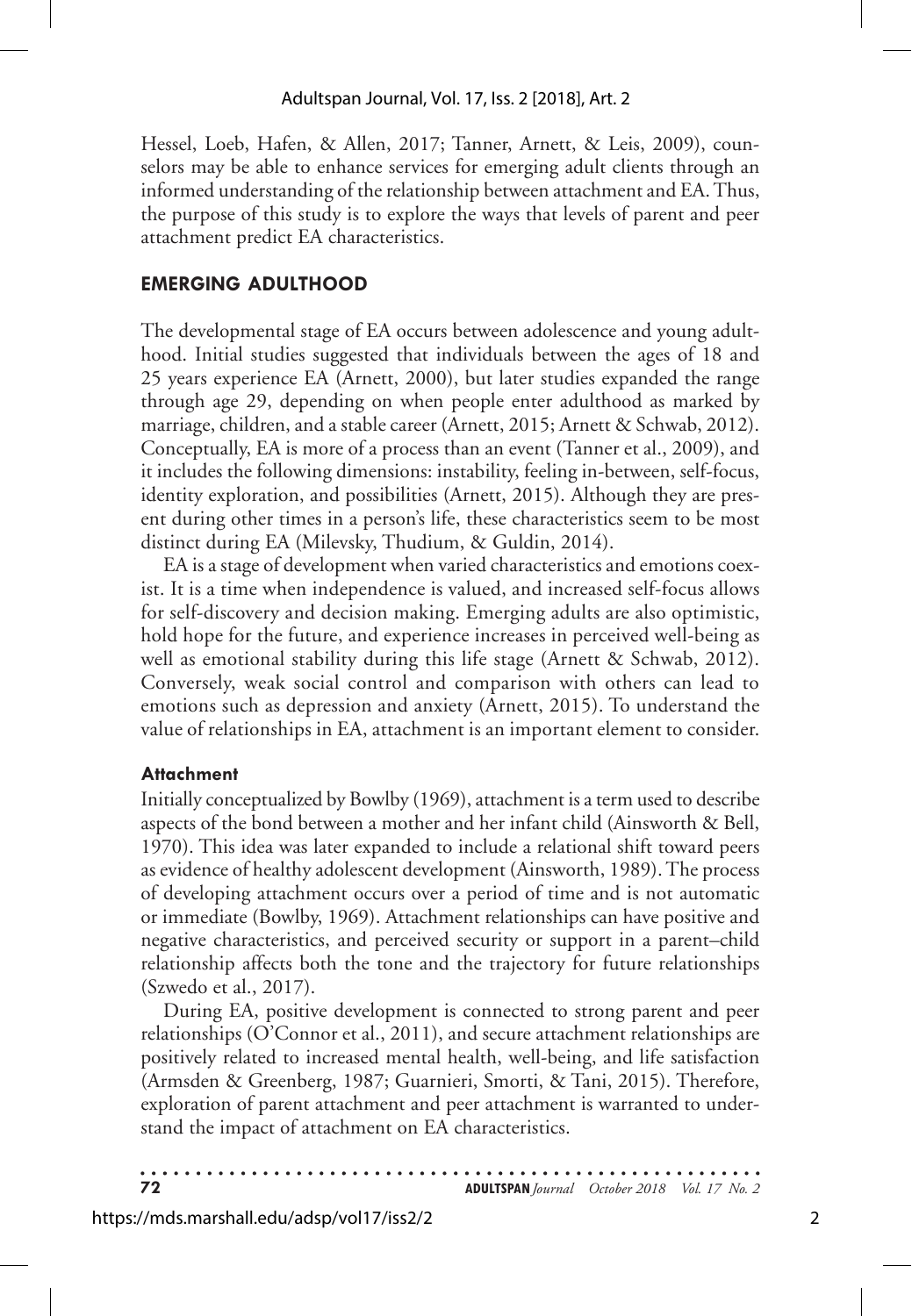Hessel, Loeb, Hafen, & Allen, 2017; Tanner, Arnett, & Leis, 2009), counselors may be able to enhance services for emerging adult clients through an informed understanding of the relationship between attachment and EA. Thus, the purpose of this study is to explore the ways that levels of parent and peer attachment predict EA characteristics.

## EMERGING ADULTHOOD

The developmental stage of EA occurs between adolescence and young adulthood. Initial studies suggested that individuals between the ages of 18 and 25 years experience EA (Arnett, 2000), but later studies expanded the range through age 29, depending on when people enter adulthood as marked by marriage, children, and a stable career (Arnett, 2015; Arnett & Schwab, 2012). Conceptually, EA is more of a process than an event (Tanner et al., 2009), and it includes the following dimensions: instability, feeling in-between, self-focus, identity exploration, and possibilities (Arnett, 2015). Although they are present during other times in a person's life, these characteristics seem to be most distinct during EA (Milevsky, Thudium, & Guldin, 2014).

EA is a stage of development when varied characteristics and emotions coexist. It is a time when independence is valued, and increased self-focus allows for self-discovery and decision making. Emerging adults are also optimistic, hold hope for the future, and experience increases in perceived well-being as well as emotional stability during this life stage (Arnett & Schwab, 2012). Conversely, weak social control and comparison with others can lead to emotions such as depression and anxiety (Arnett, 2015). To understand the value of relationships in EA, attachment is an important element to consider.

### Attachment

Initially conceptualized by Bowlby (1969), attachment is a term used to describe aspects of the bond between a mother and her infant child (Ainsworth & Bell, 1970). This idea was later expanded to include a relational shift toward peers as evidence of healthy adolescent development (Ainsworth, 1989). The process of developing attachment occurs over a period of time and is not automatic or immediate (Bowlby, 1969). Attachment relationships can have positive and negative characteristics, and perceived security or support in a parent–child relationship affects both the tone and the trajectory for future relationships (Szwedo et al., 2017).

During EA, positive development is connected to strong parent and peer relationships (O'Connor et al., 2011), and secure attachment relationships are positively related to increased mental health, well-being, and life satisfaction (Armsden & Greenberg, 1987; Guarnieri, Smorti, & Tani, 2015). Therefore, exploration of parent attachment and peer attachment is warranted to understand the impact of attachment on EA characteristics.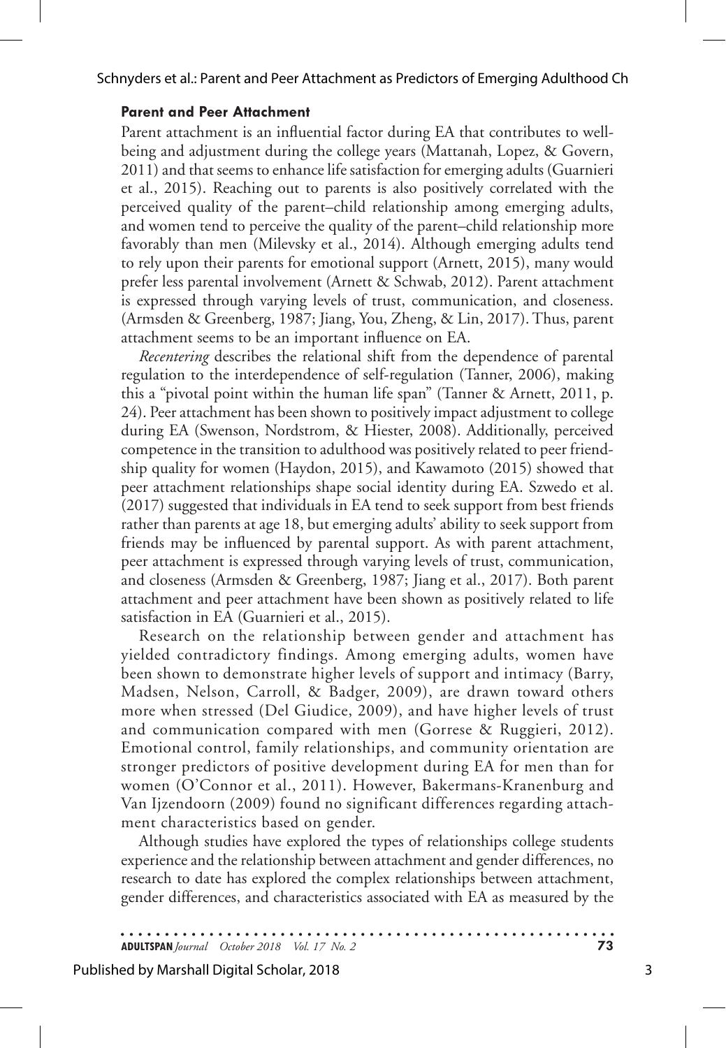### Parent and Peer Attachment

Parent attachment is an influential factor during EA that contributes to well-being and adjustment during the college years (Mattanah, Lopez, & Govern, 2011) and that seems to enhance life satisfaction for emerging adults (Guarnieri et al., 2015). Reaching out to parents is also positively correlated with the perceived quality of the parent–child relationship among emerging adults, and women tend to perceive the quality of the parent–child relationship more favorably than men (Milevsky et al., 2014). Although emerging adults tend to rely upon their parents for emotional support (Arnett, 2015), many would prefer less parental involvement (Arnett & Schwab, 2012). Parent attachment is expressed through varying levels of trust, communication, and closeness. (Armsden & Greenberg, 1987; Jiang, You, Zheng, & Lin, 2017). Thus, parent attachment seems to be an important influence on EA.

*Recentering* describes the relational shift from the dependence of parental regulation to the interdependence of self-regulation (Tanner, 2006), making this a "pivotal point within the human life span" (Tanner & Arnett, 2011, p. 24). Peer attachment has been shown to positively impact adjustment to college during EA (Swenson, Nordstrom, & Hiester, 2008). Additionally, perceived competence in the transition to adulthood was positively related to peer friendship quality for women (Haydon, 2015), and Kawamoto (2015) showed that peer attachment relationships shape social identity during EA. Szwedo et al. (2017) suggested that individuals in EA tend to seek support from best friends rather than parents at age 18, but emerging adults' ability to seek support from friends may be influenced by parental support. As with parent attachment, peer attachment is expressed through varying levels of trust, communication, and closeness (Armsden & Greenberg, 1987; Jiang et al., 2017). Both parent attachment and peer attachment have been shown as positively related to life satisfaction in EA (Guarnieri et al., 2015).

Research on the relationship between gender and attachment has yielded contradictory findings. Among emerging adults, women have been shown to demonstrate higher levels of support and intimacy (Barry, Madsen, Nelson, Carroll, & Badger, 2009), are drawn toward others more when stressed (Del Giudice, 2009), and have higher levels of trust and communication compared with men (Gorrese & Ruggieri, 2012). Emotional control, family relationships, and community orientation are stronger predictors of positive development during EA for men than for women (O'Connor et al., 2011). However, Bakermans-Kranenburg and Van Ijzendoorn (2009) found no significant differences regarding attachment characteristics based on gender.

Although studies have explored the types of relationships college students experience and the relationship between attachment and gender differences, no research to date has explored the complex relationships between attachment, gender differences, and characteristics associated with EA as measured by the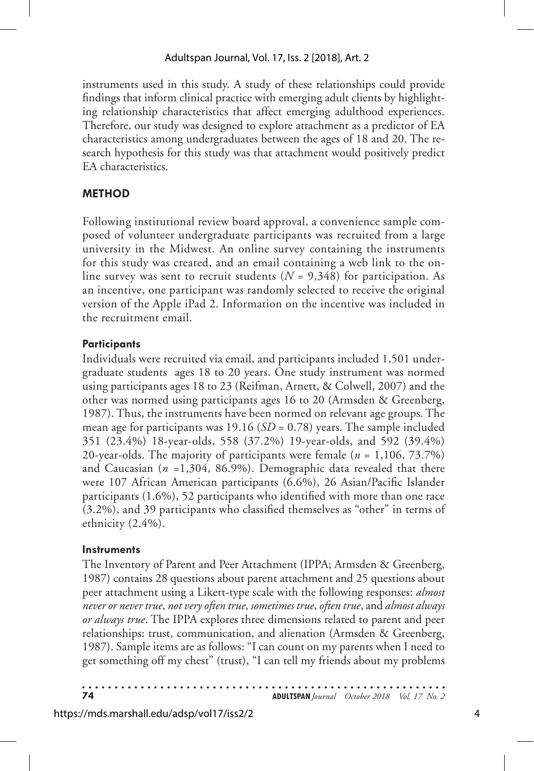instruments used in this study. A study of these relationships could provide findings that inform clinical practice with emerging adult clients by highlighting relationship characteristics that affect emerging adulthood experiences. Therefore, our study was designed to explore attachment as a predictor of EA characteristics among undergraduates between the ages of 18 and 20. The research hypothesis for this study was that attachment would positively predict EA characteristics.

## METHOD

Following institutional review board approval, a convenience sample composed of volunteer undergraduate participants was recruited from a large university in the Midwest. An online survey containing the instruments for this study was created, and an email containing a web link to the online survey was sent to recruit students ($N$ = 9,348) for participation. As an incentive, one participant was randomly selected to receive the original version of the Apple iPad 2. Information on the incentive was included in the recruitment email.

### Participants

Individuals were recruited via email, and participants included 1,501 undergraduate students ages 18 to 20 years. One study instrument was normed using participants ages 18 to 23 (Reifman, Arnett, & Colwell, 2007) and the other was normed using participants ages 16 to 20 (Armsden & Greenberg, 1987). Thus, the instruments have been normed on relevant age groups. The mean age for participants was 19.16 ($SD$ = 0.78) years. The sample included 351 (23.4%) 18-year-olds, 558 (37.2%) 19-year-olds, and 592 (39.4%) 20-year-olds. The majority of participants were female ($n$ = 1,106, 73.7%) and Caucasian ($n$ =1,304, 86.9%). Demographic data revealed that there were 107 African American participants (6.6%), 26 Asian/Pacific Islander participants (1.6%), 52 participants who identified with more than one race (3.2%), and 39 participants who classified themselves as "other" in terms of ethnicity (2.4%).

### Instruments

The Inventory of Parent and Peer Attachment (IPPA; Armsden & Greenberg, 1987) contains 28 questions about parent attachment and 25 questions about peer attachment using a Likert-type scale with the following responses: *almost never or never true*, *not very often true*, *sometimes true*, *often true*, and *almost always or always true*. The IPPA explores three dimensions related to parent and peer relationships: trust, communication, and alienation (Armsden & Greenberg, 1987). Sample items are as follows: "I can count on my parents when I need to get something off my chest" (trust), "I can tell my friends about my problems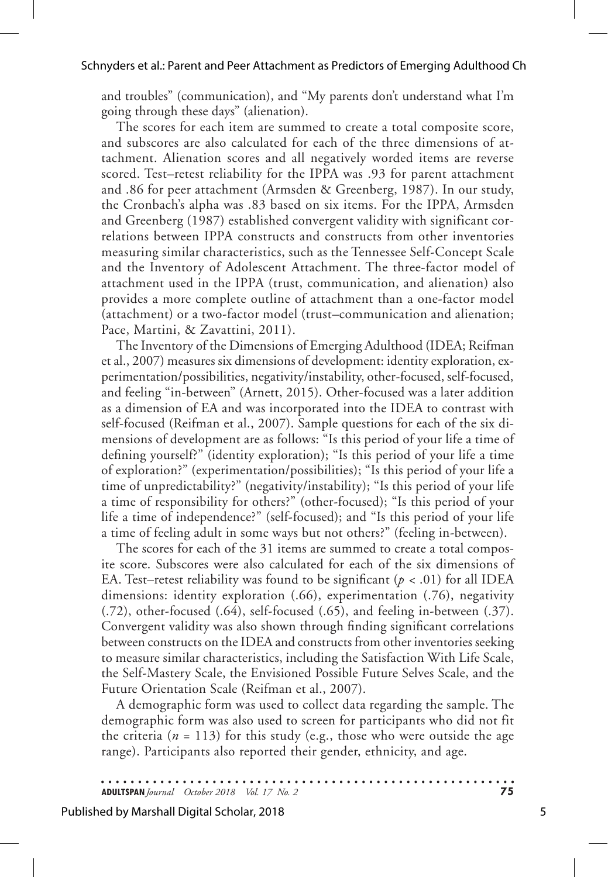and troubles" (communication), and "My parents don't understand what I'm going through these days" (alienation).

The scores for each item are summed to create a total composite score, and subscores are also calculated for each of the three dimensions of attachment. Alienation scores and all negatively worded items are reverse scored. Test–retest reliability for the IPPA was .93 for parent attachment and .86 for peer attachment (Armsden & Greenberg, 1987). In our study, the Cronbach's alpha was .83 based on six items. For the IPPA, Armsden and Greenberg (1987) established convergent validity with significant correlations between IPPA constructs and constructs from other inventories measuring similar characteristics, such as the Tennessee Self-Concept Scale and the Inventory of Adolescent Attachment. The three-factor model of attachment used in the IPPA (trust, communication, and alienation) also provides a more complete outline of attachment than a one-factor model (attachment) or a two-factor model (trust–communication and alienation; Pace, Martini, & Zavattini, 2011).

The Inventory of the Dimensions of Emerging Adulthood (IDEA; Reifman et al., 2007) measures six dimensions of development: identity exploration, experimentation/possibilities, negativity/instability, other-focused, self-focused, and feeling "in-between" (Arnett, 2015). Other-focused was a later addition as a dimension of EA and was incorporated into the IDEA to contrast with self-focused (Reifman et al., 2007). Sample questions for each of the six dimensions of development are as follows: "Is this period of your life a time of defining yourself?" (identity exploration); "Is this period of your life a time of exploration?" (experimentation/possibilities); "Is this period of your life a time of unpredictability?" (negativity/instability); "Is this period of your life a time of responsibility for others?" (other-focused); "Is this period of your life a time of independence?" (self-focused); and "Is this period of your life a time of feeling adult in some ways but not others?" (feeling in-between).

The scores for each of the 31 items are summed to create a total composite score. Subscores were also calculated for each of the six dimensions of EA. Test–retest reliability was found to be significant ($p < .01$) for all IDEA dimensions: identity exploration (.66), experimentation (.76), negativity (.72), other-focused (.64), self-focused (.65), and feeling in-between (.37). Convergent validity was also shown through finding significant correlations between constructs on the IDEA and constructs from other inventories seeking to measure similar characteristics, including the Satisfaction With Life Scale, the Self-Mastery Scale, the Envisioned Possible Future Selves Scale, and the Future Orientation Scale (Reifman et al., 2007).

A demographic form was used to collect data regarding the sample. The demographic form was also used to screen for participants who did not fit the criteria ($n = 113$) for this study (e.g., those who were outside the age range). Participants also reported their gender, ethnicity, and age.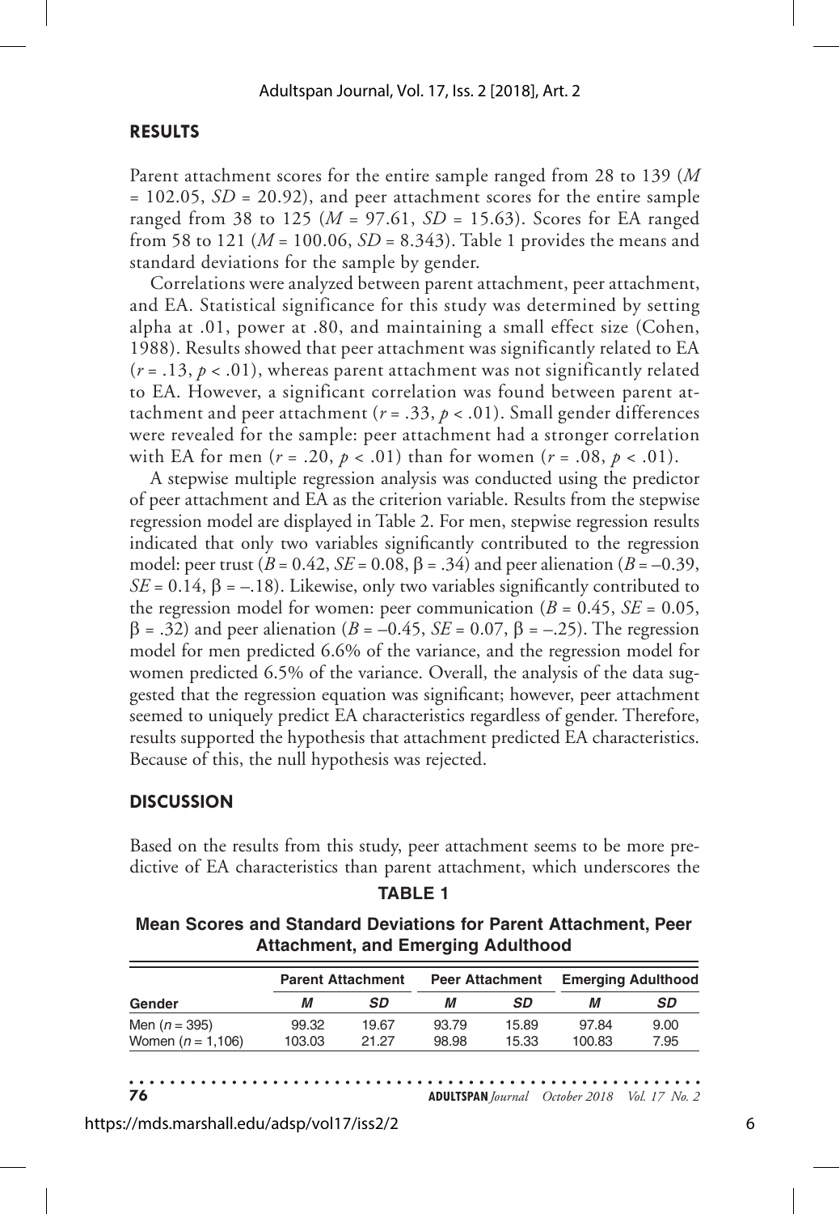## RESULTS

Parent attachment scores for the entire sample ranged from 28 to 139 ($M$ = 102.05, $SD$ = 20.92), and peer attachment scores for the entire sample ranged from 38 to 125 ($M$ = 97.61, $SD$ = 15.63). Scores for EA ranged from 58 to 121 ($M$ = 100.06, $SD$ = 8.343). Table 1 provides the means and standard deviations for the sample by gender.

Correlations were analyzed between parent attachment, peer attachment, and EA. Statistical significance for this study was determined by setting alpha at .01, power at .80, and maintaining a small effect size (Cohen, 1988). Results showed that peer attachment was significantly related to EA ($r$ = .13, $p < .01$), whereas parent attachment was not significantly related to EA. However, a significant correlation was found between parent attachment and peer attachment ($r$ = .33, $p < .01$). Small gender differences were revealed for the sample: peer attachment had a stronger correlation with EA for men ($r$ = .20, $p < .01$) than for women ($r$ = .08, $p < .01$).

A stepwise multiple regression analysis was conducted using the predictor of peer attachment and EA as the criterion variable. Results from the stepwise regression model are displayed in Table 2. For men, stepwise regression results indicated that only two variables significantly contributed to the regression model: peer trust ($B$ = 0.42, $SE$ = 0.08, $\beta$ = .34) and peer alienation ($B$ = –0.39, $SE$ = 0.14, $\beta$ = –.18). Likewise, only two variables significantly contributed to the regression model for women: peer communication ($B$ = 0.45, $SE$ = 0.05, $\beta$ = .32) and peer alienation ($B$ = –0.45, $SE$ = 0.07, $\beta$ = –.25). The regression model for men predicted 6.6% of the variance, and the regression model for women predicted 6.5% of the variance. Overall, the analysis of the data suggested that the regression equation was significant; however, peer attachment seemed to uniquely predict EA characteristics regardless of gender. Therefore, results supported the hypothesis that attachment predicted EA characteristics. Because of this, the null hypothesis was rejected.

## DISCUSSION

Based on the results from this study, peer attachment seems to be more predictive of EA characteristics than parent attachment, which underscores the

**TABLE 1**

**Mean Scores and Standard Deviations for Parent Attachment, Peer Attachment, and Emerging Adulthood**

| Gender | Parent Attachment | | Peer Attachment | | Emerging Adulthood | |
|---|---|---|---|---|---|---|
| | $M$ | $SD$ | $M$ | $SD$ | $M$ | $SD$ |
| Men ($n$ = 395) | 99.32 | 19.67 | 93.79 | 15.89 | 97.84 | 9.00 |
| Women ($n$ = 1,106) | 103.03 | 21.27 | 98.98 | 15.33 | 100.83 | 7.95 |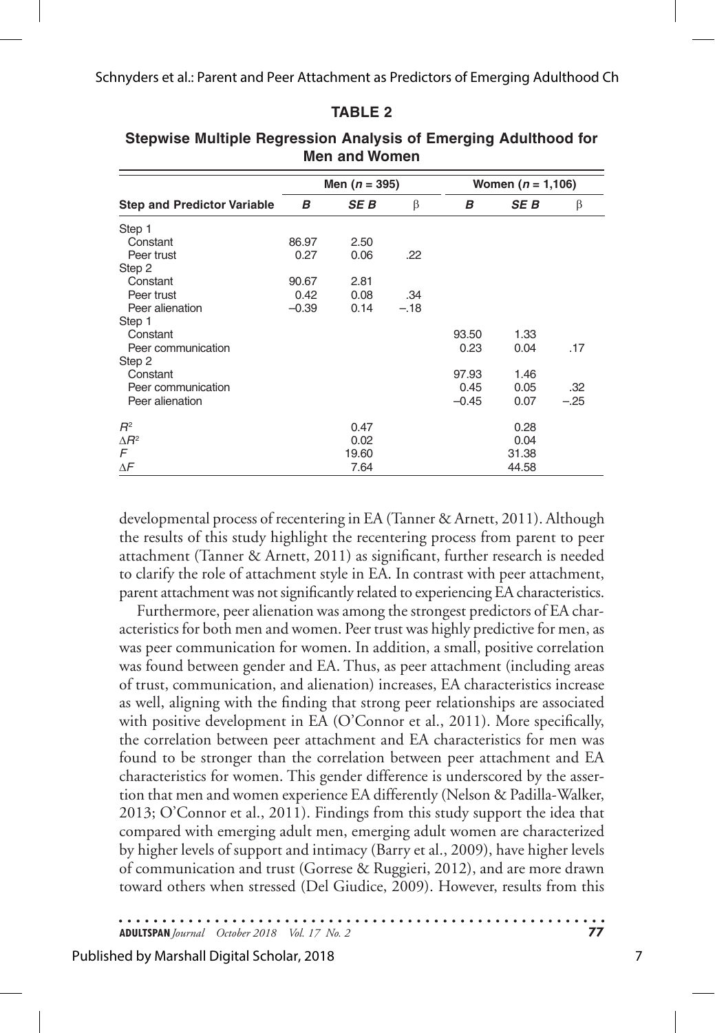**TABLE 2**

**Stepwise Multiple Regression Analysis of Emerging Adulthood for Men and Women**

| | Men ($n$ = 395) | | | Women ($n$ = 1,106) | | |
|---|---|---|---|---|---|---|
| **Step and Predictor Variable** | ***B*** | ***SE B*** | β | ***B*** | ***SE B*** | β |
| Step 1 | | | | | | |
| Constant | 86.97 | 2.50 | | | | |
| Peer trust | 0.27 | 0.06 | .22 | | | |
| Step 2 | | | | | | |
| Constant | 90.67 | 2.81 | | | | |
| Peer trust | 0.42 | 0.08 | .34 | | | |
| Peer alienation | –0.39 | 0.14 | –.18 | | | |
| Step 1 | | | | | | |
| Constant | | | | 93.50 | 1.33 | |
| Peer communication | | | | 0.23 | 0.04 | .17 |
| Step 2 | | | | | | |
| Constant | | | | 97.93 | 1.46 | |
| Peer communication | | | | 0.45 | 0.05 | .32 |
| Peer alienation | | | | –0.45 | 0.07 | –.25 |
| $R^2$ | | 0.47 | | | 0.28 | |
| $\Delta R^2$ | | 0.02 | | | 0.04 | |
| $F$ | | 19.60 | | | 31.38 | |
| $\Delta F$ | | 7.64 | | | 44.58 | |

developmental process of recentering in EA (Tanner & Arnett, 2011). Although the results of this study highlight the recentering process from parent to peer attachment (Tanner & Arnett, 2011) as significant, further research is needed to clarify the role of attachment style in EA. In contrast with peer attachment, parent attachment was not significantly related to experiencing EA characteristics.

Furthermore, peer alienation was among the strongest predictors of EA characteristics for both men and women. Peer trust was highly predictive for men, as was peer communication for women. In addition, a small, positive correlation was found between gender and EA. Thus, as peer attachment (including areas of trust, communication, and alienation) increases, EA characteristics increase as well, aligning with the finding that strong peer relationships are associated with positive development in EA (O'Connor et al., 2011). More specifically, the correlation between peer attachment and EA characteristics for men was found to be stronger than the correlation between peer attachment and EA characteristics for women. This gender difference is underscored by the assertion that men and women experience EA differently (Nelson & Padilla-Walker, 2013; O'Connor et al., 2011). Findings from this study support the idea that compared with emerging adult men, emerging adult women are characterized by higher levels of support and intimacy (Barry et al., 2009), have higher levels of communication and trust (Gorrese & Ruggieri, 2012), and are more drawn toward others when stressed (Del Giudice, 2009). However, results from this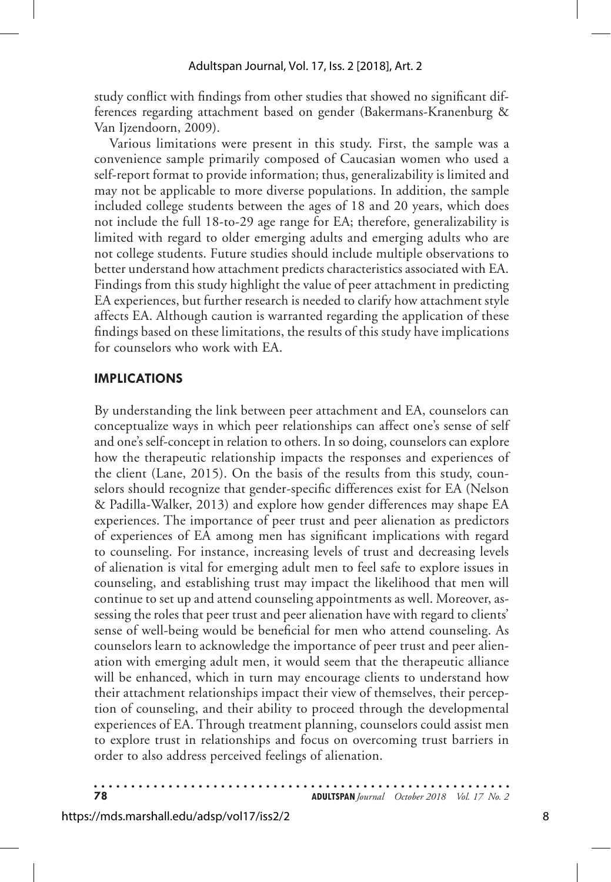study conflict with findings from other studies that showed no significant differences regarding attachment based on gender (Bakermans-Kranenburg & Van Ijzendoorn, 2009).

Various limitations were present in this study. First, the sample was a convenience sample primarily composed of Caucasian women who used a self-report format to provide information; thus, generalizability is limited and may not be applicable to more diverse populations. In addition, the sample included college students between the ages of 18 and 20 years, which does not include the full 18-to-29 age range for EA; therefore, generalizability is limited with regard to older emerging adults and emerging adults who are not college students. Future studies should include multiple observations to better understand how attachment predicts characteristics associated with EA. Findings from this study highlight the value of peer attachment in predicting EA experiences, but further research is needed to clarify how attachment style affects EA. Although caution is warranted regarding the application of these findings based on these limitations, the results of this study have implications for counselors who work with EA.

## IMPLICATIONS

By understanding the link between peer attachment and EA, counselors can conceptualize ways in which peer relationships can affect one's sense of self and one's self-concept in relation to others. In so doing, counselors can explore how the therapeutic relationship impacts the responses and experiences of the client (Lane, 2015). On the basis of the results from this study, counselors should recognize that gender-specific differences exist for EA (Nelson & Padilla-Walker, 2013) and explore how gender differences may shape EA experiences. The importance of peer trust and peer alienation as predictors of experiences of EA among men has significant implications with regard to counseling. For instance, increasing levels of trust and decreasing levels of alienation is vital for emerging adult men to feel safe to explore issues in counseling, and establishing trust may impact the likelihood that men will continue to set up and attend counseling appointments as well. Moreover, assessing the roles that peer trust and peer alienation have with regard to clients' sense of well-being would be beneficial for men who attend counseling. As counselors learn to acknowledge the importance of peer trust and peer alienation with emerging adult men, it would seem that the therapeutic alliance will be enhanced, which in turn may encourage clients to understand how their attachment relationships impact their view of themselves, their perception of counseling, and their ability to proceed through the developmental experiences of EA. Through treatment planning, counselors could assist men to explore trust in relationships and focus on overcoming trust barriers in order to also address perceived feelings of alienation.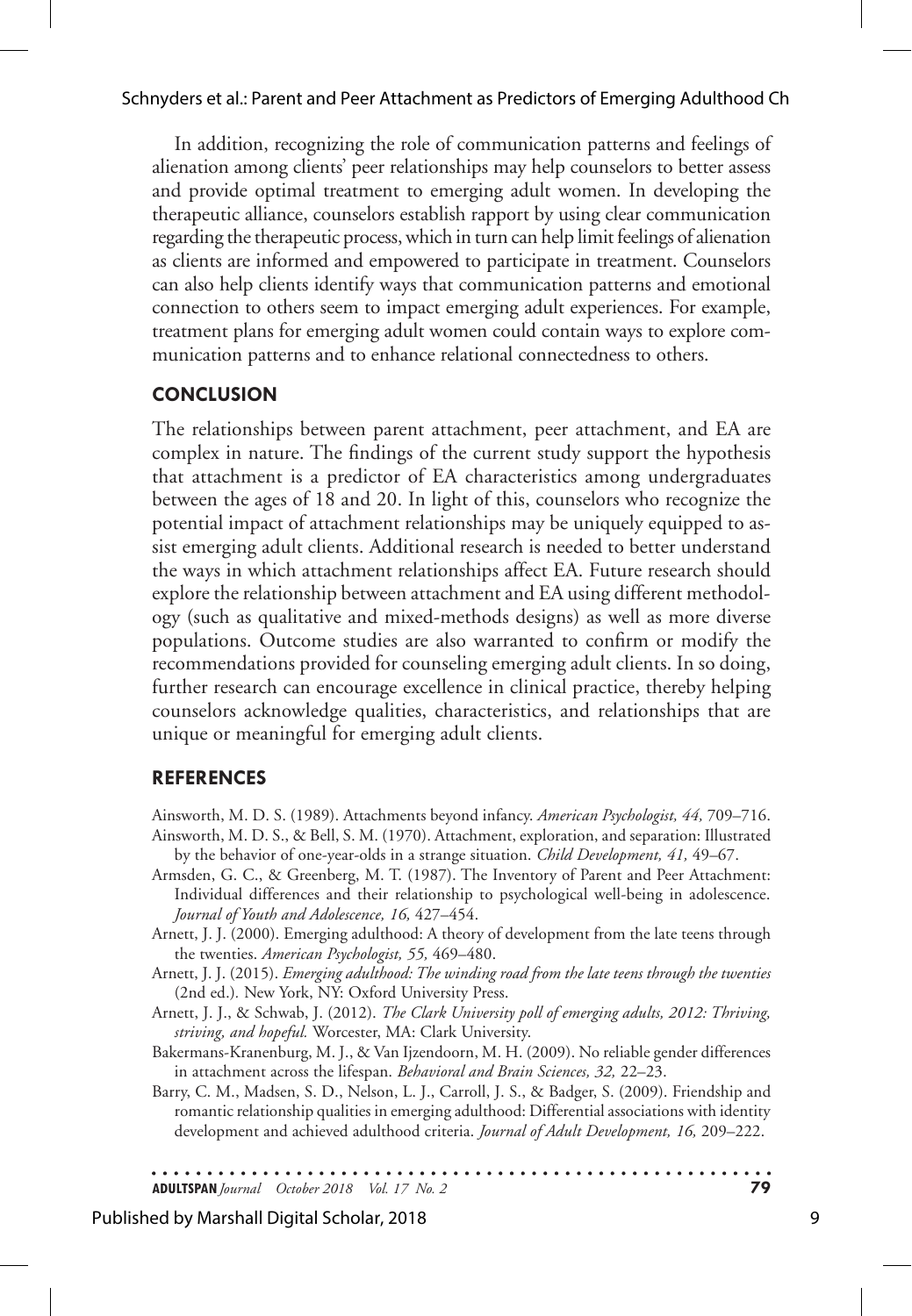In addition, recognizing the role of communication patterns and feelings of alienation among clients' peer relationships may help counselors to better assess and provide optimal treatment to emerging adult women. In developing the therapeutic alliance, counselors establish rapport by using clear communication regarding the therapeutic process, which in turn can help limit feelings of alienation as clients are informed and empowered to participate in treatment. Counselors can also help clients identify ways that communication patterns and emotional connection to others seem to impact emerging adult experiences. For example, treatment plans for emerging adult women could contain ways to explore communication patterns and to enhance relational connectedness to others.

## CONCLUSION

The relationships between parent attachment, peer attachment, and EA are complex in nature. The findings of the current study support the hypothesis that attachment is a predictor of EA characteristics among undergraduates between the ages of 18 and 20. In light of this, counselors who recognize the potential impact of attachment relationships may be uniquely equipped to assist emerging adult clients. Additional research is needed to better understand the ways in which attachment relationships affect EA. Future research should explore the relationship between attachment and EA using different methodology (such as qualitative and mixed-methods designs) as well as more diverse populations. Outcome studies are also warranted to confirm or modify the recommendations provided for counseling emerging adult clients. In so doing, further research can encourage excellence in clinical practice, thereby helping counselors acknowledge qualities, characteristics, and relationships that are unique or meaningful for emerging adult clients.

## REFERENCES

Ainsworth, M. D. S. (1989). Attachments beyond infancy. *American Psychologist, 44,* 709–716.

Ainsworth, M. D. S., & Bell, S. M. (1970). Attachment, exploration, and separation: Illustrated by the behavior of one-year-olds in a strange situation. *Child Development, 41,* 49–67.

Armsden, G. C., & Greenberg, M. T. (1987). The Inventory of Parent and Peer Attachment: Individual differences and their relationship to psychological well-being in adolescence. *Journal of Youth and Adolescence, 16,* 427–454.

Arnett, J. J. (2000). Emerging adulthood: A theory of development from the late teens through the twenties. *American Psychologist, 55,* 469–480.

Arnett, J. J. (2015). *Emerging adulthood: The winding road from the late teens through the twenties* (2nd ed.). New York, NY: Oxford University Press.

Arnett, J. J., & Schwab, J. (2012). *The Clark University poll of emerging adults, 2012: Thriving, striving, and hopeful.* Worcester, MA: Clark University.

Bakermans-Kranenburg, M. J., & Van Ijzendoorn, M. H. (2009). No reliable gender differences in attachment across the lifespan. *Behavioral and Brain Sciences, 32,* 22–23.

Barry, C. M., Madsen, S. D., Nelson, L. J., Carroll, J. S., & Badger, S. (2009). Friendship and romantic relationship qualities in emerging adulthood: Differential associations with identity development and achieved adulthood criteria. *Journal of Adult Development, 16,* 209–222.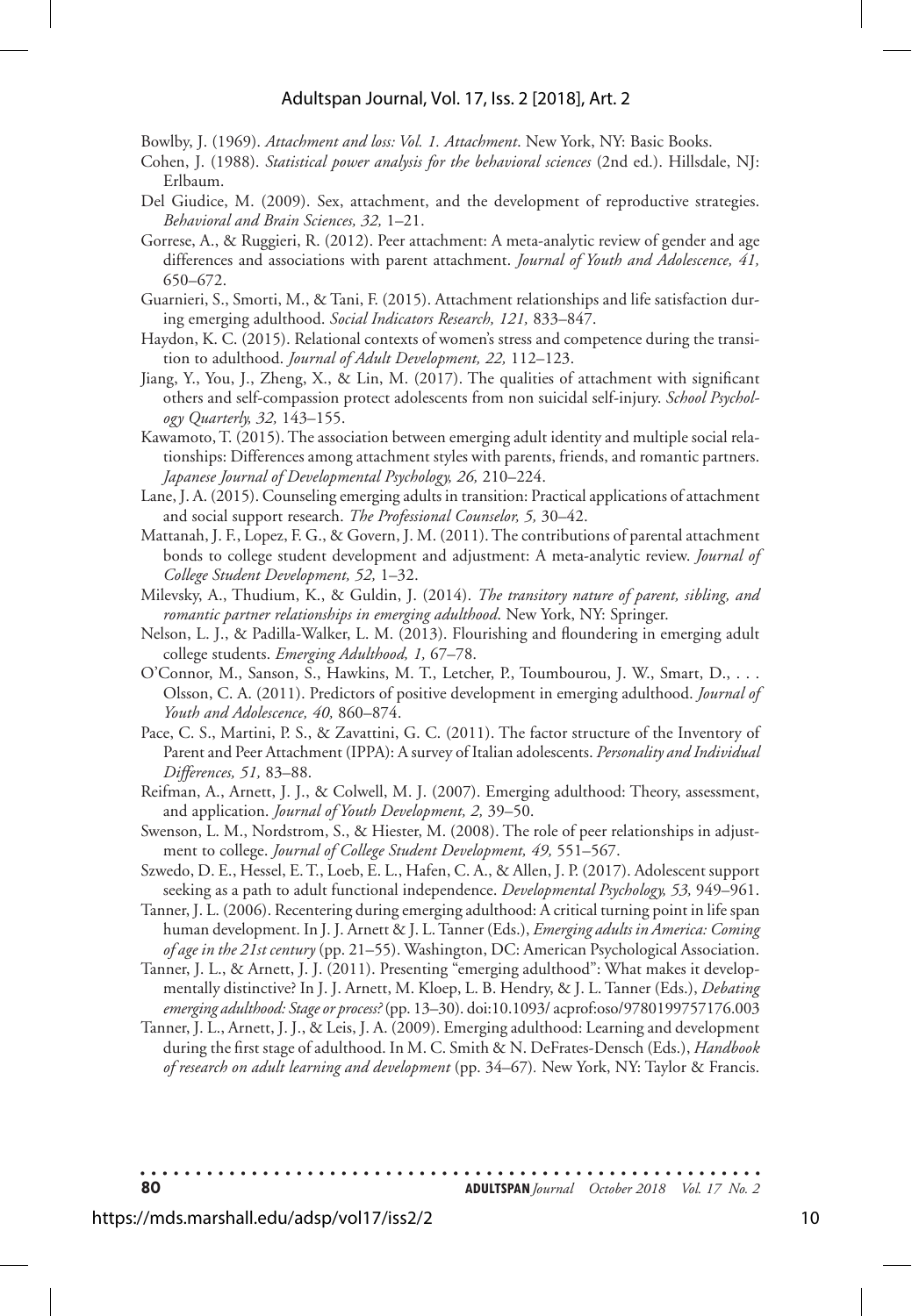Bowlby, J. (1969). *Attachment and loss: Vol. 1. Attachment*. New York, NY: Basic Books.

Cohen, J. (1988). *Statistical power analysis for the behavioral sciences* (2nd ed.). Hillsdale, NJ: Erlbaum.

Del Giudice, M. (2009). Sex, attachment, and the development of reproductive strategies. *Behavioral and Brain Sciences, 32,* 1–21.

Gorrese, A., & Ruggieri, R. (2012). Peer attachment: A meta-analytic review of gender and age differences and associations with parent attachment. *Journal of Youth and Adolescence, 41,* 650–672.

Guarnieri, S., Smorti, M., & Tani, F. (2015). Attachment relationships and life satisfaction during emerging adulthood. *Social Indicators Research, 121,* 833–847.

Haydon, K. C. (2015). Relational contexts of women's stress and competence during the transition to adulthood. *Journal of Adult Development, 22,* 112–123.

Jiang, Y., You, J., Zheng, X., & Lin, M. (2017). The qualities of attachment with significant others and self-compassion protect adolescents from non suicidal self-injury. *School Psychology Quarterly, 32,* 143–155.

Kawamoto, T. (2015). The association between emerging adult identity and multiple social relationships: Differences among attachment styles with parents, friends, and romantic partners. *Japanese Journal of Developmental Psychology, 26,* 210–224.

Lane, J. A. (2015). Counseling emerging adults in transition: Practical applications of attachment and social support research. *The Professional Counselor, 5,* 30–42.

Mattanah, J. F., Lopez, F. G., & Govern, J. M. (2011). The contributions of parental attachment bonds to college student development and adjustment: A meta-analytic review. *Journal of College Student Development, 52,* 1–32.

Milevsky, A., Thudium, K., & Guldin, J. (2014). *The transitory nature of parent, sibling, and romantic partner relationships in emerging adulthood*. New York, NY: Springer.

Nelson, L. J., & Padilla-Walker, L. M. (2013). Flourishing and floundering in emerging adult college students. *Emerging Adulthood, 1,* 67–78.

O'Connor, M., Sanson, S., Hawkins, M. T., Letcher, P., Toumbourou, J. W., Smart, D., . . . Olsson, C. A. (2011). Predictors of positive development in emerging adulthood. *Journal of Youth and Adolescence, 40,* 860–874.

Pace, C. S., Martini, P. S., & Zavattini, G. C. (2011). The factor structure of the Inventory of Parent and Peer Attachment (IPPA): A survey of Italian adolescents. *Personality and Individual Differences, 51,* 83–88.

Reifman, A., Arnett, J. J., & Colwell, M. J. (2007). Emerging adulthood: Theory, assessment, and application. *Journal of Youth Development, 2,* 39–50.

Swenson, L. M., Nordstrom, S., & Hiester, M. (2008). The role of peer relationships in adjustment to college. *Journal of College Student Development, 49,* 551–567.

Szwedo, D. E., Hessel, E. T., Loeb, E. L., Hafen, C. A., & Allen, J. P. (2017). Adolescent support seeking as a path to adult functional independence. *Developmental Psychology, 53,* 949–961.

Tanner, J. L. (2006). Recentering during emerging adulthood: A critical turning point in life span human development. In J. J. Arnett & J. L. Tanner (Eds.), *Emerging adults in America: Coming of age in the 21st century* (pp. 21–55). Washington, DC: American Psychological Association.

Tanner, J. L., & Arnett, J. J. (2011). Presenting "emerging adulthood": What makes it developmentally distinctive? In J. J. Arnett, M. Kloep, L. B. Hendry, & J. L. Tanner (Eds.), *Debating emerging adulthood: Stage or process?* (pp. 13–30). doi:10.1093/ acprof:oso/9780199757176.003

Tanner, J. L., Arnett, J. J., & Leis, J. A. (2009). Emerging adulthood: Learning and development during the first stage of adulthood. In M. C. Smith & N. DeFrates-Densch (Eds.), *Handbook of research on adult learning and development* (pp. 34–67)*.* New York, NY: Taylor & Francis.